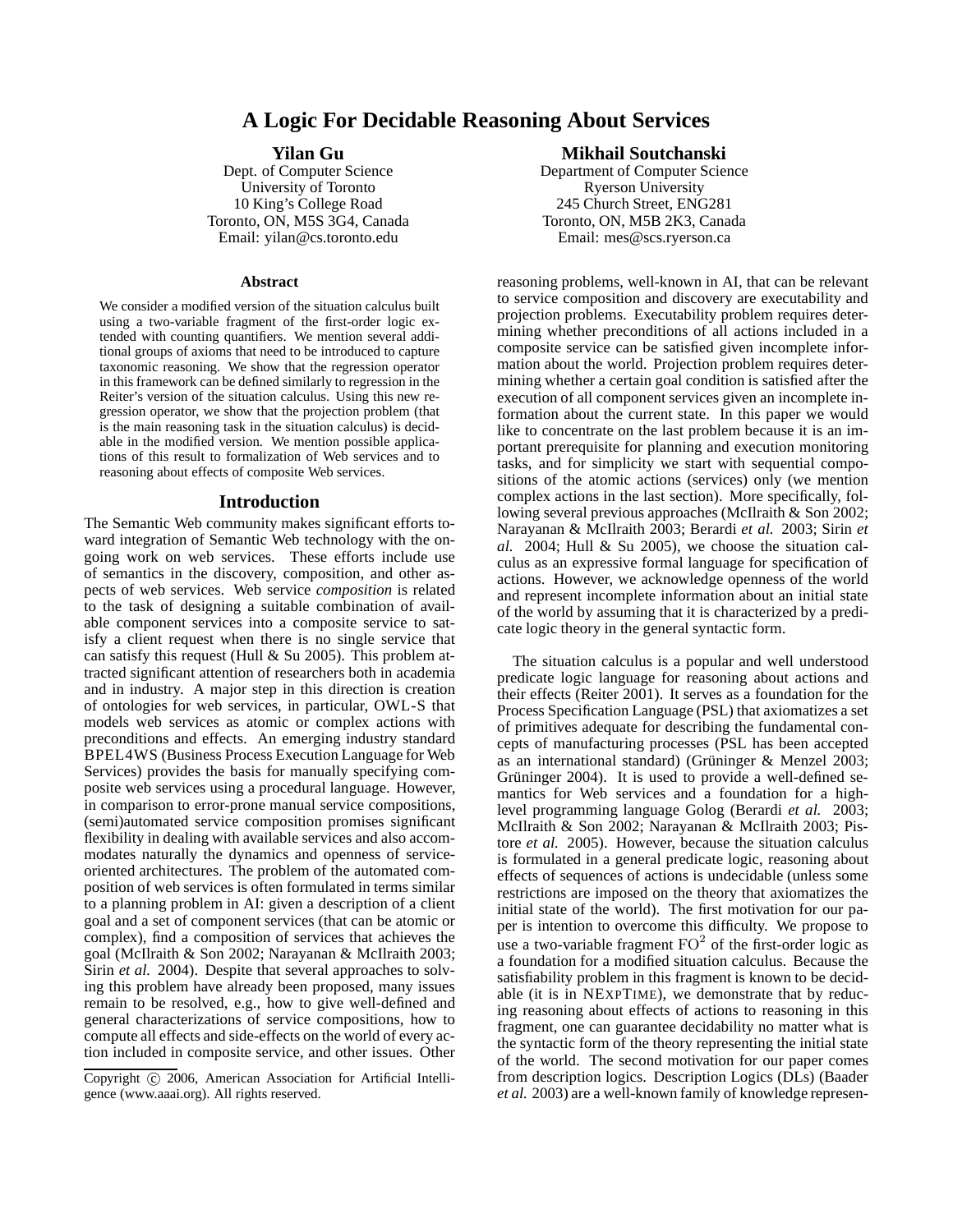# A Logic For Decidable Reasoning About Services

**Yilan Gu**
Dept. of Computer Science
University of Toronto
10 King's College Road
Toronto, ON, M5S 3G4, Canada
Email: yilan@cs.toronto.edu

**Mikhail Soutchanski**
Department of Computer Science
Ryerson University
245 Church Street, ENG281
Toronto, ON, M5B 2K3, Canada
Email: mes@scs.ryerson.ca

### Abstract

We consider a modified version of the situation calculus built using a two-variable fragment of the first-order logic extended with counting quantifiers. We mention several additional groups of axioms that need to be introduced to capture taxonomic reasoning. We show that the regression operator in this framework can be defined similarly to regression in the Reiter's version of the situation calculus. Using this new regression operator, we show that the projection problem (that is the main reasoning task in the situation calculus) is decidable in the modified version. We mention possible applications of this result to formalization of Web services and to reasoning about effects of composite Web services.

## Introduction

The Semantic Web community makes significant efforts toward integration of Semantic Web technology with the ongoing work on web services. These efforts include use of semantics in the discovery, composition, and other aspects of web services. Web service *composition* is related to the task of designing a suitable combination of available component services into a composite service to satisfy a client request when there is no single service that can satisfy this request (Hull & Su 2005). This problem attracted significant attention of researchers both in academia and in industry. A major step in this direction is creation of ontologies for web services, in particular, OWL-S that models web services as atomic or complex actions with preconditions and effects. An emerging industry standard BPEL4WS (Business Process Execution Language for Web Services) provides the basis for manually specifying composite web services using a procedural language. However, in comparison to error-prone manual service compositions, (semi)automated service composition promises significant flexibility in dealing with available services and also accommodates naturally the dynamics and openness of service-oriented architectures. The problem of the automated composition of web services is often formulated in terms similar to a planning problem in AI: given a description of a client goal and a set of component services (that can be atomic or complex), find a composition of services that achieves the goal (McIlraith & Son 2002; Narayanan & McIlraith 2003; Sirin *et al.* 2004). Despite that several approaches to solving this problem have already been proposed, many issues remain to be resolved, e.g., how to give well-defined and general characterizations of service compositions, how to compute all effects and side-effects on the world of every action included in composite service, and other issues. Other reasoning problems, well-known in AI, that can be relevant to service composition and discovery are executability and projection problems. Executability problem requires determining whether preconditions of all actions included in a composite service can be satisfied given incomplete information about the world. Projection problem requires determining whether a certain goal condition is satisfied after the execution of all component services given an incomplete information about the current state. In this paper we would like to concentrate on the last problem because it is an important prerequisite for planning and execution monitoring tasks, and for simplicity we start with sequential compositions of the atomic actions (services) only (we mention complex actions in the last section). More specifically, following several previous approaches (McIlraith & Son 2002; Narayanan & McIlraith 2003; Berardi *et al.* 2003; Sirin *et al.* 2004; Hull & Su 2005), we choose the situation calculus as an expressive formal language for specification of actions. However, we acknowledge openness of the world and represent incomplete information about an initial state of the world by assuming that it is characterized by a predicate logic theory in the general syntactic form.

The situation calculus is a popular and well understood predicate logic language for reasoning about actions and their effects (Reiter 2001). It serves as a foundation for the Process Specification Language (PSL) that axiomatizes a set of primitives adequate for describing the fundamental concepts of manufacturing processes (PSL has been accepted as an international standard) (Grüninger & Menzel 2003; Grüninger 2004). It is used to provide a well-defined semantics for Web services and a foundation for a high-level programming language Golog (Berardi *et al.* 2003; McIlraith & Son 2002; Narayanan & McIlraith 2003; Pistore *et al.* 2005). However, because the situation calculus is formulated in a general predicate logic, reasoning about effects of sequences of actions is undecidable (unless some restrictions are imposed on the theory that axiomatizes the initial state of the world). The first motivation for our paper is intention to overcome this difficulty. We propose to use a two-variable fragment $\mathrm{FO}^2$ of the first-order logic as a foundation for a modified situation calculus. Because the satisfiability problem in this fragment is known to be decidable (it is in NEXPTIME), we demonstrate that by reducing reasoning about effects of actions to reasoning in this fragment, one can guarantee decidability no matter what is the syntactic form of the theory representing the initial state of the world. The second motivation for our paper comes from description logics. Description Logics (DLs) (Baader *et al.* 2003) are a well-known family of knowledge represen-

Copyright © 2006, American Association for Artificial Intelligence (www.aaai.org). All rights reserved.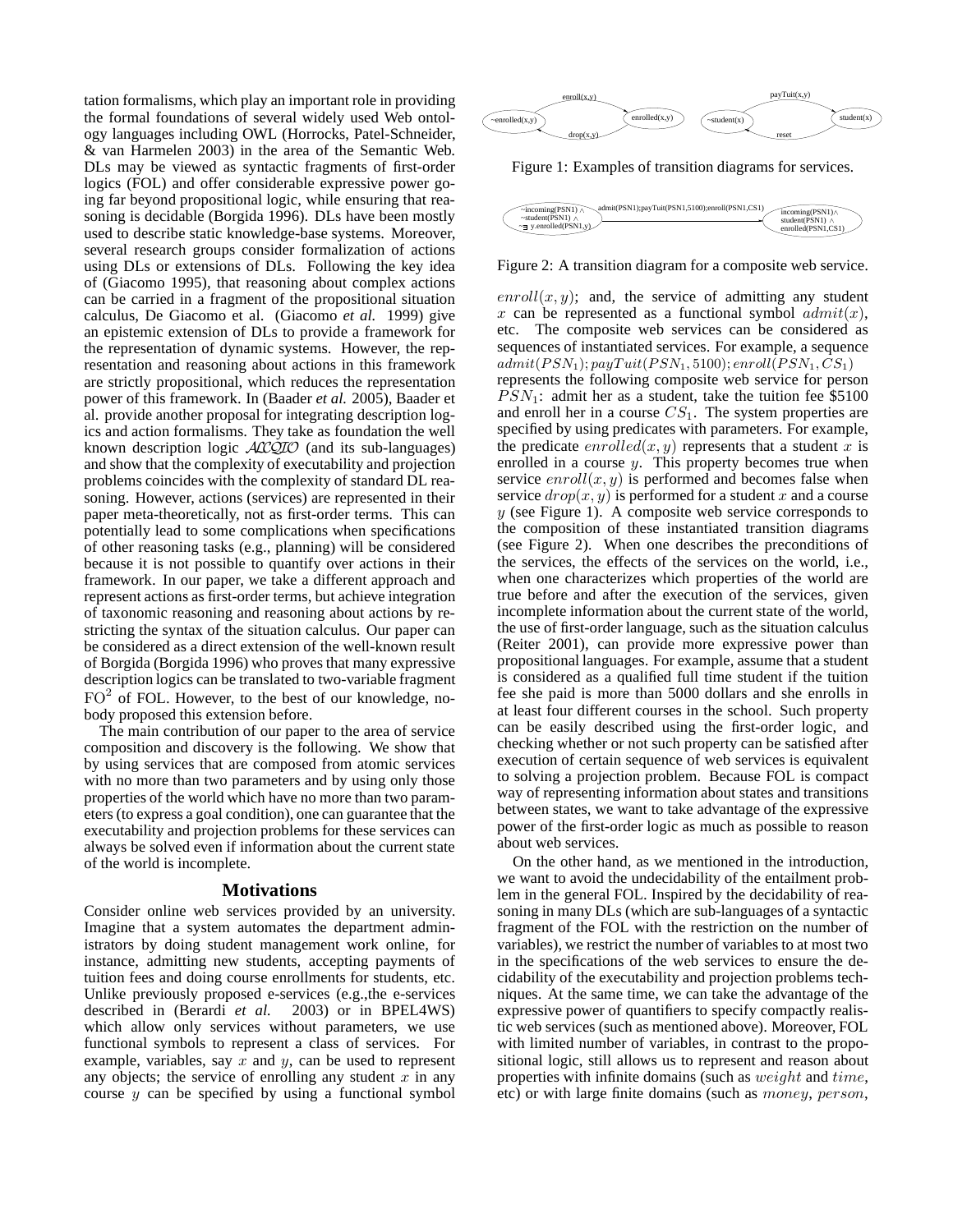tation formalisms, which play an important role in providing the formal foundations of several widely used Web ontology languages including OWL (Horrocks, Patel-Schneider, & van Harmelen 2003) in the area of the Semantic Web. DLs may be viewed as syntactic fragments of first-order logics (FOL) and offer considerable expressive power going far beyond propositional logic, while ensuring that reasoning is decidable (Borgida 1996). DLs have been mostly used to describe static knowledge-base systems. Moreover, several research groups consider formalization of actions using DLs or extensions of DLs. Following the key idea of (Giacomo 1995), that reasoning about complex actions can be carried in a fragment of the propositional situation calculus, De Giacomo et al. (Giacomo *et al.* 1999) give an epistemic extension of DLs to provide a framework for the representation of dynamic systems. However, the representation and reasoning about actions in this framework are strictly propositional, which reduces the representation power of this framework. In (Baader *et al.* 2005), Baader et al. provide another proposal for integrating description logics and action formalisms. They take as foundation the well known description logic $\mathcal{ALCQIO}$ (and its sub-languages) and show that the complexity of executability and projection problems coincides with the complexity of standard DL reasoning. However, actions (services) are represented in their paper meta-theoretically, not as first-order terms. This can potentially lead to some complications when specifications of other reasoning tasks (e.g., planning) will be considered because it is not possible to quantify over actions in their framework. In our paper, we take a different approach and represent actions as first-order terms, but achieve integration of taxonomic reasoning and reasoning about actions by restricting the syntax of the situation calculus. Our paper can be considered as a direct extension of the well-known result of Borgida (Borgida 1996) who proves that many expressive description logics can be translated to two-variable fragment $FO^2$ of FOL. However, to the best of our knowledge, nobody proposed this extension before.

The main contribution of our paper to the area of service composition and discovery is the following. We show that by using services that are composed from atomic services with no more than two parameters and by using only those properties of the world which have no more than two parameters (to express a goal condition), one can guarantee that the executability and projection problems for these services can always be solved even if information about the current state of the world is incomplete.

## Motivations

Consider online web services provided by an university. Imagine that a system automates the department administrators by doing student management work online, for instance, admitting new students, accepting payments of tuition fees and doing course enrollments for students, etc. Unlike previously proposed e-services (e.g.,the e-services described in (Berardi *et al.* 2003) or in BPEL4WS) which allow only services without parameters, we use functional symbols to represent a class of services. For example, variables, say $x$ and $y$, can be used to represent any objects; the service of enrolling any student $x$ in any course $y$ can be specified by using a functional symbol $enroll(x, y)$; and, the service of admitting any student $x$ can be represented as a functional symbol $admit(x)$, etc. The composite web services can be considered as sequences of instantiated services. For example, a sequence $admit(PSN_1); payTuit(PSN_1, 5100); enroll(PSN_1, CS_1)$ represents the following composite web service for person $PSN_1$: admit her as a student, take the tuition fee \$5100 and enroll her in a course $CS_1$. The system properties are specified by using predicates with parameters. For example, the predicate $enrolled(x, y)$ represents that a student $x$ is enrolled in a course $y$. This property becomes true when service $enroll(x, y)$ is performed and becomes false when service $drop(x, y)$ is performed for a student $x$ and a course $y$ (see Figure 1). A composite web service corresponds to the composition of these instantiated transition diagrams (see Figure 2). When one describes the preconditions of the services, the effects of the services on the world, i.e., when one characterizes which properties of the world are true before and after the execution of the services, given incomplete information about the current state of the world, the use of first-order language, such as the situation calculus (Reiter 2001), can provide more expressive power than propositional languages. For example, assume that a student is considered as a qualified full time student if the tuition fee she paid is more than 5000 dollars and she enrolls in at least four different courses in the school. Such property can be easily described using the first-order logic, and checking whether or not such property can be satisfied after execution of certain sequence of web services is equivalent to solving a projection problem. Because FOL is compact way of representing information about states and transitions between states, we want to take advantage of the expressive power of the first-order logic as much as possible to reason about web services.

Figure 1: Examples of transition diagrams for services.

Figure 2: A transition diagram for a composite web service.

On the other hand, as we mentioned in the introduction, we want to avoid the undecidability of the entailment problem in the general FOL. Inspired by the decidability of reasoning in many DLs (which are sub-languages of a syntactic fragment of the FOL with the restriction on the number of variables), we restrict the number of variables to at most two in the specifications of the web services to ensure the decidability of the executability and projection problems techniques. At the same time, we can take the advantage of the expressive power of quantifiers to specify compactly realistic web services (such as mentioned above). Moreover, FOL with limited number of variables, in contrast to the propositional logic, still allows us to represent and reason about properties with infinite domains (such as $weight$ and $time$, etc) or with large finite domains (such as $money$, $person$,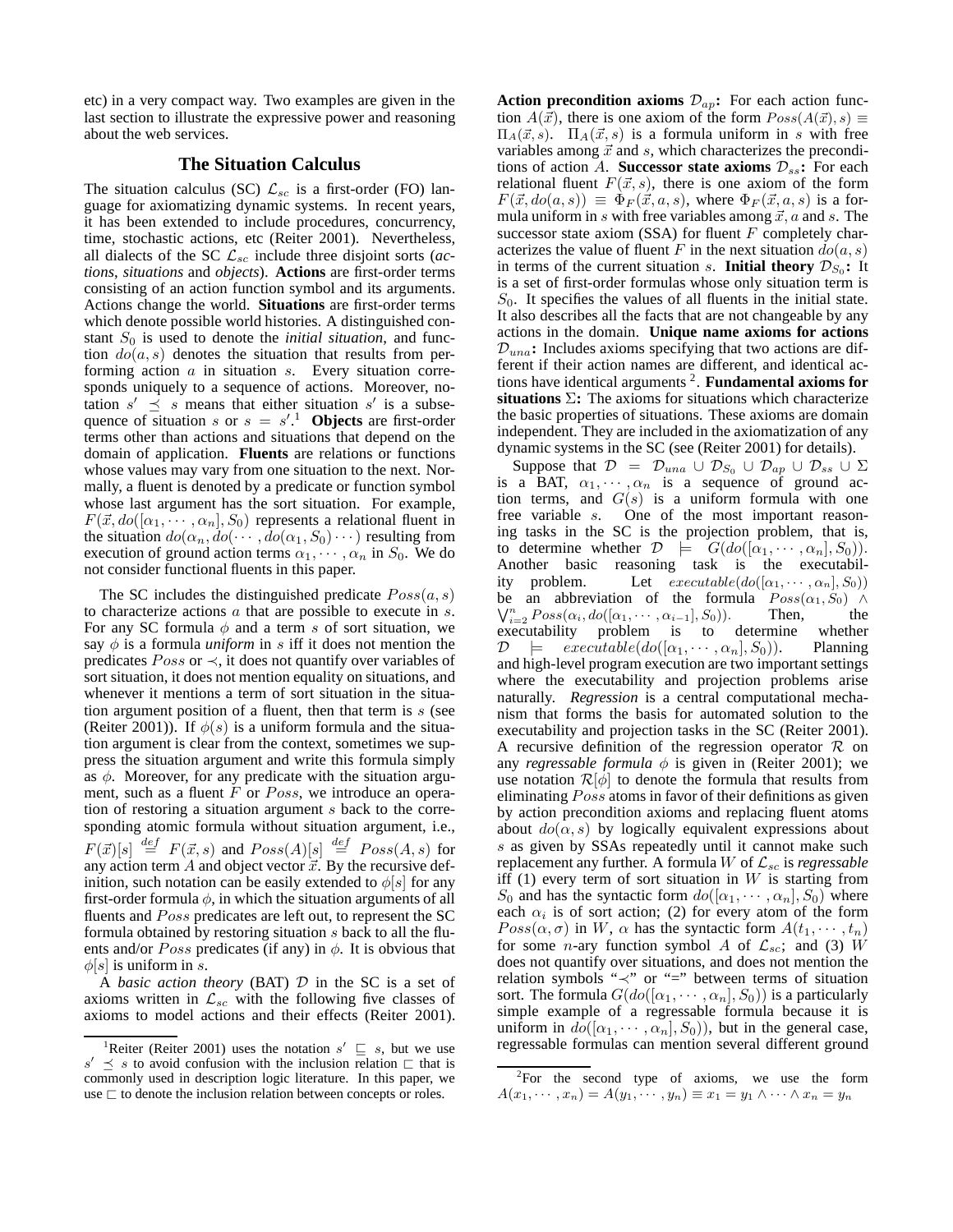etc) in a very compact way. Two examples are given in the last section to illustrate the expressive power and reasoning about the web services.

## The Situation Calculus

The situation calculus (SC) $\mathcal{L}_{sc}$ is a first-order (FO) language for axiomatizing dynamic systems. In recent years, it has been extended to include procedures, concurrency, time, stochastic actions, etc (Reiter 2001). Nevertheless, all dialects of the SC $\mathcal{L}_{sc}$ include three disjoint sorts (*actions*, *situations* and *objects*). **Actions** are first-order terms consisting of an action function symbol and its arguments. Actions change the world. **Situations** are first-order terms which denote possible world histories. A distinguished constant $S_0$ is used to denote the *initial situation*, and function $do(a, s)$ denotes the situation that results from performing action $a$ in situation $s$. Every situation corresponds uniquely to a sequence of actions. Moreover, notation $s' \preceq s$ means that either situation $s'$ is a subsequence of situation $s$ or $s = s'$.[1] **Objects** are first-order terms other than actions and situations that depend on the domain of application. **Fluents** are relations or functions whose values may vary from one situation to the next. Normally, a fluent is denoted by a predicate or function symbol whose last argument has the sort situation. For example, $F(\vec{x}, do([\alpha_1, \cdots, \alpha_n], S_0)$ represents a relational fluent in the situation $do(\alpha_n, do(\cdots, do(\alpha_1, S_0)\cdots)$ resulting from execution of ground action terms $\alpha_1, \cdots, \alpha_n$ in $S_0$. We do not consider functional fluents in this paper.

The SC includes the distinguished predicate $Poss(a, s)$ to characterize actions $a$ that are possible to execute in $s$. For any SC formula $\phi$ and a term $s$ of sort situation, we say $\phi$ is a formula *uniform* in $s$ iff it does not mention the predicates $Poss$ or $\prec$, it does not quantify over variables of sort situation, it does not mention equality on situations, and whenever it mentions a term of sort situation in the situation argument position of a fluent, then that term is $s$ (see (Reiter 2001)). If $\phi(s)$ is a uniform formula and the situation argument is clear from the context, sometimes we suppress the situation argument and write this formula simply as $\phi$. Moreover, for any predicate with the situation argument, such as a fluent $F$ or $Poss$, we introduce an operation of restoring a situation argument $s$ back to the corresponding atomic formula without situation argument, i.e., $F(\vec{x})[s] \stackrel{def}{=} F(\vec{x}, s)$ and $Poss(A)[s] \stackrel{def}{=} Poss(A, s)$ for any action term $A$ and object vector $\vec{x}$. By the recursive definition, such notation can be easily extended to $\phi[s]$ for any first-order formula $\phi$, in which the situation arguments of all fluents and $Poss$ predicates are left out, to represent the SC formula obtained by restoring situation $s$ back to all the fluents and/or $Poss$ predicates (if any) in $\phi$. It is obvious that $\phi[s]$ is uniform in $s$.

A *basic action theory* (BAT) $\mathcal{D}$ in the SC is a set of axioms written in $\mathcal{L}_{sc}$ with the following five classes of axioms to model actions and their effects (Reiter 2001). **Action precondition axioms** $\mathcal{D}_{ap}$**:** For each action function $A(\vec{x})$, there is one axiom of the form $Poss(A(\vec{x}), s) \equiv \Pi_A(\vec{x}, s)$. $\Pi_A(\vec{x}, s)$ is a formula uniform in $s$ with free variables among $\vec{x}$ and $s$, which characterizes the preconditions of action $A$. **Successor state axioms** $\mathcal{D}_{ss}$**:** For each relational fluent $F(\vec{x}, s)$, there is one axiom of the form $F(\vec{x}, do(a, s)) \equiv \Phi_F(\vec{x}, a, s)$, where $\Phi_F(\vec{x}, a, s)$ is a formula uniform in $s$ with free variables among $\vec{x}, a$ and $s$. The successor state axiom (SSA) for fluent $F$ completely characterizes the value of fluent $F$ in the next situation $do(a, s)$ in terms of the current situation $s$. **Initial theory** $\mathcal{D}_{S_0}$**:** It is a set of first-order formulas whose only situation term is $S_0$. It specifies the values of all fluents in the initial state. It also describes all the facts that are not changeable by any actions in the domain. **Unique name axioms for actions** $\mathcal{D}_{una}$**:** Includes axioms specifying that two actions are different if their action names are different, and identical actions have identical arguments [2]. **Fundamental axioms for situations** $\Sigma$**:** The axioms for situations which characterize the basic properties of situations. These axioms are domain independent. They are included in the axiomatization of any dynamic systems in the SC (see (Reiter 2001) for details).

Suppose that $\mathcal{D} = \mathcal{D}_{una} \cup \mathcal{D}_{S_0} \cup \mathcal{D}_{ap} \cup \mathcal{D}_{ss} \cup \Sigma$ is a BAT, $\alpha_1, \cdots, \alpha_n$ is a sequence of ground action terms, and $G(s)$ is a uniform formula with one free variable $s$. One of the most important reasoning tasks in the SC is the projection problem, that is, to determine whether $\mathcal{D} \models G(do([\alpha_1, \cdots, \alpha_n], S_0))$. Another basic reasoning task is the executability problem. Let $executable(do([\alpha_1, \cdots, \alpha_n], S_0))$ be an abbreviation of the formula $Poss(\alpha_1, S_0) \wedge \bigvee_{i=2}^{n} Poss(\alpha_i, do([\alpha_1, \cdots, \alpha_{i-1}], S_0))$. Then, the executability problem is to determine whether $\mathcal{D} \models executable(do([\alpha_1, \cdots, \alpha_n], S_0))$. Planning and high-level program execution are two important settings where the executability and projection problems arise naturally. *Regression* is a central computational mechanism that forms the basis for automated solution to the executability and projection tasks in the SC (Reiter 2001). A recursive definition of the regression operator $\mathcal{R}$ on any *regressable formula* $\phi$ is given in (Reiter 2001); we use notation $\mathcal{R}[\phi]$ to denote the formula that results from eliminating $Poss$ atoms in favor of their definitions as given by action precondition axioms and replacing fluent atoms about $do(\alpha, s)$ by logically equivalent expressions about $s$ as given by SSAs repeatedly until it cannot make such replacement any further. A formula $W$ of $\mathcal{L}_{sc}$ is *regressable* iff (1) every term of sort situation in $W$ is starting from $S_0$ and has the syntactic form $do([\alpha_1, \cdots, \alpha_n], S_0)$ where each $\alpha_i$ is of sort action; (2) for every atom of the form $Poss(\alpha, \sigma)$ in $W$, $\alpha$ has the syntactic form $A(t_1, \cdots, t_n)$ for some $n$-ary function symbol $A$ of $\mathcal{L}_{sc}$; and (3) $W$ does not quantify over situations, and does not mention the relation symbols "$\prec$" or "$=$" between terms of situation sort. The formula $G(do([\alpha_1, \cdots, \alpha_n], S_0))$ is a particularly simple example of a regressable formula because it is uniform in $do([\alpha_1, \cdots, \alpha_n], S_0))$, but in the general case, regressable formulas can mention several different ground

[1] Reiter (Reiter 2001) uses the notation $s' \sqsubseteq s$, but we use $s' \preceq s$ to avoid confusion with the inclusion relation $\sqsubset$ that is commonly used in description logic literature. In this paper, we use $\sqsubset$ to denote the inclusion relation between concepts or roles.

[2] For the second type of axioms, we use the form $A(x_1, \cdots, x_n) = A(y_1, \cdots, y_n) \equiv x_1 = y_1 \wedge \cdots \wedge x_n = y_n$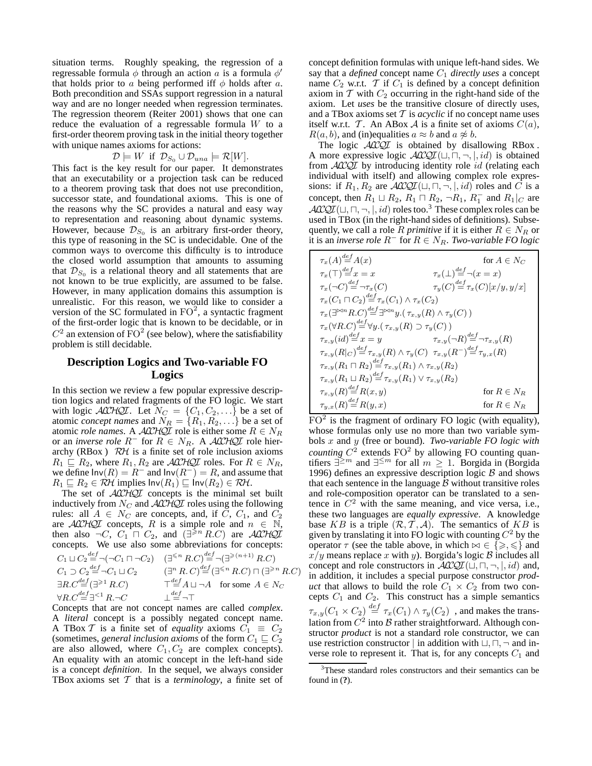situation terms. Roughly speaking, the regression of a regressable formula $\phi$ through an action $a$ is a formula $\phi'$ that holds prior to $a$ being performed iff $\phi$ holds after $a$. Both precondition and SSAs support regression in a natural way and are no longer needed when regression terminates. The regression theorem (Reiter 2001) shows that one can reduce the evaluation of a regressable formula $W$ to a first-order theorem proving task in the initial theory together with unique names axioms for actions:

$$\mathcal{D} \models W \text{ iff } \mathcal{D}_{S_0} \cup \mathcal{D}_{una} \models \mathcal{R}[W].$$

This fact is the key result for our paper. It demonstrates that an executability or a projection task can be reduced to a theorem proving task that does not use precondition, successor state, and foundational axioms. This is one of the reasons why the SC provides a natural and easy way to representation and reasoning about dynamic systems. However, because $\mathcal{D}_{S_0}$ is an arbitrary first-order theory, this type of reasoning in the SC is undecidable. One of the common ways to overcome this difficulty is to introduce the closed world assumption that amounts to assuming that $\mathcal{D}_{S_0}$ is a relational theory and all statements that are not known to be true explicitly, are assumed to be false. However, in many application domains this assumption is unrealistic. For this reason, we would like to consider a version of the SC formulated in $\mathrm{FO}^2$, a syntactic fragment of the first-order logic that is known to be decidable, or in $C^2$ an extension of $\mathrm{FO}^2$ (see below), where the satisfiability problem is still decidable.

## Description Logics and Two-variable FO Logics

In this section we review a few popular expressive description logics and related fragments of the FO logic. We start with logic $\mathcal{ALCHQI}$. Let $N_C = \{C_1, C_2, \ldots\}$ be a set of atomic *concept names* and $N_R = \{R_1, R_2, \ldots\}$ be a set of atomic *role names*. A $\mathcal{ALCHQI}$ role is either some $R \in N_R$ or an *inverse role* $R^-$ for $R \in N_R$. A $\mathcal{ALCHQI}$ role hierarchy (RBox) $\mathcal{RH}$ is a finite set of role inclusion axioms $R_1 \sqsubseteq R_2$, where $R_1, R_2$ are $\mathcal{ALCHQI}$ roles. For $R \in N_R$, we define $\mathsf{Inv}(R) = R^-$ and $\mathsf{Inv}(R^-) = R$, and assume that $R_1 \sqsubseteq R_2 \in \mathcal{RH}$ implies $\mathsf{Inv}(R_1) \sqsubseteq \mathsf{Inv}(R_2) \in \mathcal{RH}$.

The set of $\mathcal{ALCHQI}$ concepts is the minimal set built inductively from $N_C$ and $\mathcal{ALCHQI}$ roles using the following rules: all $A \in N_C$ are concepts, and, if $C$, $C_1$, and $C_2$ are $\mathcal{ALCHQI}$ concepts, $R$ is a simple role and $n \in \mathbb{N}$, then also $\neg C$, $C_1 \sqcap C_2$, and $(\exists^{\geqslant n} R.C)$ are $\mathcal{ALCHQI}$ concepts. We use also some abbreviations for concepts:

$$C_1 \sqcup C_2 \stackrel{def}{=} \neg(\neg C_1 \sqcap \neg C_2) \quad (\exists^{\leqslant n} R.C) \stackrel{def}{=} \neg(\exists^{\geqslant (n+1)} R.C)$$
$$C_1 \supset C_2 \stackrel{def}{=} \neg C_1 \sqcup C_2 \quad (\exists^{n} R.C) \stackrel{def}{=} (\exists^{\leqslant n} R.C) \sqcap (\exists^{\geqslant n} R.C)$$
$$\exists R.C \stackrel{def}{=} (\exists^{\geqslant 1} R.C) \quad \top \stackrel{def}{=} A \sqcup \neg A \quad \text{for some } A \in N_C$$
$$\forall R.C \stackrel{def}{=} \exists^{<1} R.\neg C \quad \bot \stackrel{def}{=} \neg \top$$

Concepts that are not concept names are called *complex*. A *literal* concept is a possibly negated concept name. A TBox $\mathcal{T}$ is a finite set of *equality* axioms $C_1 \equiv C_2$ (sometimes, *general inclusion axioms* of the form $C_1 \sqsubseteq C_2$ are also allowed, where $C_1, C_2$ are complex concepts). An equality with an atomic concept in the left-hand side is a concept *definition*. In the sequel, we always consider TBox axioms set $\mathcal{T}$ that is a *terminology*, a finite set of concept definition formulas with unique left-hand sides. We say that a *defined* concept name $C_1$ *directly uses* a concept name $C_2$ w.r.t. $\mathcal{T}$ if $C_1$ is defined by a concept definition axiom in $\mathcal{T}$ with $C_2$ occurring in the right-hand side of the axiom. Let *uses* be the transitive closure of directly uses, and a TBox axioms set $\mathcal{T}$ is *acyclic* if no concept name uses itself w.r.t. $\mathcal{T}$. An ABox $\mathcal{A}$ is a finite set of axioms $C(a)$, $R(a, b)$, and (in)equalities $a \approx b$ and $a \not\approx b$.

The logic $\mathcal{ALCQI}$ is obtained by disallowing RBox. A more expressive logic $\mathcal{ALCQI}(\sqcup, \sqcap, \neg, |, id)$ is obtained from $\mathcal{ALCQI}$ by introducing identity role $id$ (relating each individual with itself) and allowing complex role expressions: if $R_1, R_2$ are $\mathcal{ALCQI}(\sqcup, \sqcap, \neg, |, id)$ roles and $C$ is a concept, then $R_1 \sqcup R_2$, $R_1 \sqcap R_2$, $\neg R_1$, $R_1^-$ and $R_1|_C$ are $\mathcal{ALCQI}(\sqcup, \sqcap, \neg, |, id)$ roles too.[3] These complex roles can be used in TBox (in the right-hand sides of definitions). Subsequently, we call a role $R$ *primitive* if it is either $R \in N_R$ or it is an *inverse role* $R^-$ for $R \in N_R$. *Two-variable FO logic*

| | |
|---|---|
| $\tau_x(A) \stackrel{def}{=} A(x)$ | for $A \in N_C$ |
| $\tau_x(\top) \stackrel{def}{=} x = x$ | $\tau_x(\bot) \stackrel{def}{=} \neg(x = x)$ |
| $\tau_x(\neg C) \stackrel{def}{=} \neg \tau_x(C)$ | $\tau_y(C) \stackrel{def}{=} \tau_x(C)[x/y, y/x]$ |
| $\tau_x(C_1 \sqcap C_2) \stackrel{def}{=} \tau_x(C_1) \wedge \tau_x(C_2)$ | |
| $\tau_x(\exists^{\bowtie n} R.C) \stackrel{def}{=} \exists^{\bowtie n} y.(\, \tau_{x,y}(R) \wedge \tau_y(C)\,)$ | |
| $\tau_x(\forall R.C) \stackrel{def}{=} \forall y.(\, \tau_{x,y}(R) \supset \tau_y(C)\,)$ | |
| $\tau_{x,y}(id) \stackrel{def}{=} x = y$ | $\tau_{x,y}(\neg R) \stackrel{def}{=} \neg \tau_{x,y}(R)$ |
| $\tau_{x,y}(R\vert_C) \stackrel{def}{=} \tau_{x,y}(R) \wedge \tau_y(C)$ | $\tau_{x,y}(R^-) \stackrel{def}{=} \tau_{y,x}(R)$ |
| $\tau_{x,y}(R_1 \sqcap R_2) \stackrel{def}{=} \tau_{x,y}(R_1) \wedge \tau_{x,y}(R_2)$ | |
| $\tau_{x,y}(R_1 \sqcup R_2) \stackrel{def}{=} \tau_{x,y}(R_1) \vee \tau_{x,y}(R_2)$ | |
| $\tau_{x,y}(R) \stackrel{def}{=} R(x, y)$ | for $R \in N_R$ |
| $\tau_{y,x}(R) \stackrel{def}{=} R(y, x)$ | for $R \in N_R$ |

$\mathrm{FO}^2$ is the fragment of ordinary FO logic (with equality), whose formulas only use no more than two variable symbols $x$ and $y$ (free or bound). *Two-variable FO logic with counting* $C^2$ extends $\mathrm{FO}^2$ by allowing FO counting quantifiers $\exists^{\geq m}$ and $\exists^{\leq m}$ for all $m \geq 1$. Borgida in (Borgida 1996) defines an expressive description logic $\mathcal{B}$ and shows that each sentence in the language $\mathcal{B}$ without transitive roles and role-composition operator can be translated to a sentence in $C^2$ with the same meaning, and vice versa, i.e., these two languages are *equally expressive*. A knowledge base $KB$ is a triple $(\mathcal{R}, \mathcal{T}, \mathcal{A})$. The semantics of $KB$ is given by translating it into FO logic with counting $C^2$ by the operator $\tau$ (see the table above, in which $\bowtie \in \{\geqslant, \leqslant\}$ and $x/y$ means replace $x$ with $y$). Borgida's logic $\mathcal{B}$ includes all concept and role constructors in $\mathcal{ALCQI}(\sqcup, \sqcap, \neg, |, id)$ and, in addition, it includes a special purpose constructor *product* that allows to build the role $C_1 \times C_2$ from two concepts $C_1$ and $C_2$. This construct has a simple semantics $\tau_{x,y}(C_1 \times C_2) \stackrel{def}{=} \tau_x(C_1) \wedge \tau_y(C_2)$, and makes the translation from $C^2$ into $\mathcal{B}$ rather straightforward. Although constructor *product* is not a standard role constructor, we can use restriction constructor $|$ in addition with $\sqcup, \sqcap, \neg$ and inverse role to represent it. That is, for any concepts $C_1$ and

[3] These standard roles constructors and their semantics can be found in (**?**).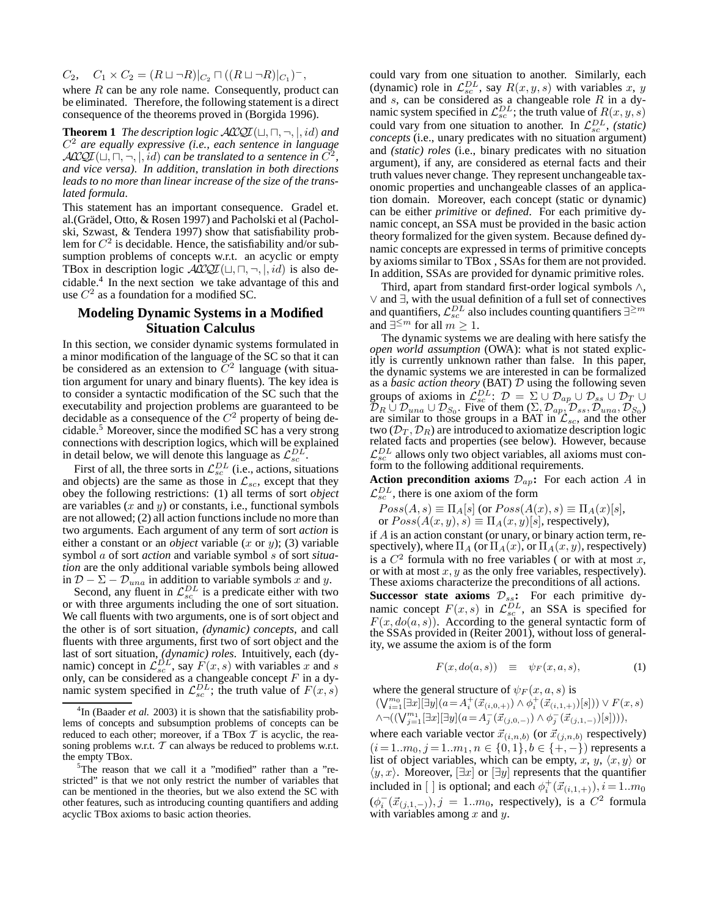$C_2$,    $C_1 \times C_2 = (R \sqcup \neg R)|_{C_2} \sqcap ((R \sqcup \neg R)|_{C_1})^-$,

where $R$ can be any role name. Consequently, product can be eliminated. Therefore, the following statement is a direct consequence of the theorems proved in (Borgida 1996).

**Theorem 1** *The description logic $\mathcal{ALCQI}(\sqcup, \sqcap, \neg, |, id)$ and $C^2$ are equally expressive (i.e., each sentence in language $\mathcal{ALCQI}(\sqcup, \sqcap, \neg, |, id)$ can be translated to a sentence in $C^2$, and vice versa). In addition, translation in both directions leads to no more than linear increase of the size of the translated formula.*

This statement has an important consequence. Gradel et. al.(Grädel, Otto, & Rosen 1997) and Pacholski et al (Pacholski, Szwast, & Tendera 1997) show that satisfiability problem for $C^2$ is decidable. Hence, the satisfiability and/or subsumption problems of concepts w.r.t. an acyclic or empty TBox in description logic $\mathcal{ALCQI}(\sqcup, \sqcap, \neg, |, id)$ is also decidable.[4] In the next section we take advantage of this and use $C^2$ as a foundation for a modified SC.

## Modeling Dynamic Systems in a Modified Situation Calculus

In this section, we consider dynamic systems formulated in a minor modification of the language of the SC so that it can be considered as an extension to $C^2$ language (with situation argument for unary and binary fluents). The key idea is to consider a syntactic modification of the SC such that the executability and projection problems are guaranteed to be decidable as a consequence of the $C^2$ property of being decidable.[5] Moreover, since the modified SC has a very strong connections with description logics, which will be explained in detail below, we will denote this language as $\mathcal{L}_{sc}^{DL}$.

First of all, the three sorts in $\mathcal{L}_{sc}^{DL}$ (i.e., actions, situations and objects) are the same as those in $\mathcal{L}_{sc}$, except that they obey the following restrictions: (1) all terms of sort *object* are variables ($x$ and $y$) or constants, i.e., functional symbols are not allowed; (2) all action functions include no more than two arguments. Each argument of any term of sort *action* is either a constant or an *object* variable ($x$ or $y$); (3) variable symbol $a$ of sort *action* and variable symbol $s$ of sort *situation* are the only additional variable symbols being allowed in $\mathcal{D} - \Sigma - \mathcal{D}_{una}$ in addition to variable symbols $x$ and $y$.

Second, any fluent in $\mathcal{L}_{sc}^{DL}$ is a predicate either with two or with three arguments including the one of sort situation. We call fluents with two arguments, one is of sort object and the other is of sort situation, *(dynamic) concepts*, and call fluents with three arguments, first two of sort object and the last of sort situation, *(dynamic) roles*. Intuitively, each (dynamic) concept in $\mathcal{L}_{sc}^{DL}$, say $F(x, s)$ with variables $x$ and $s$ only, can be considered as a changeable concept $F$ in a dynamic system specified in $\mathcal{L}_{sc}^{DL}$; the truth value of $F(x, s)$ could vary from one situation to another. Similarly, each (dynamic) role in $\mathcal{L}_{sc}^{DL}$, say $R(x, y, s)$ with variables $x$, $y$ and $s$, can be considered as a changeable role $R$ in a dynamic system specified in $\mathcal{L}_{sc}^{DL}$; the truth value of $R(x, y, s)$ could vary from one situation to another. In $\mathcal{L}_{sc}^{DL}$, *(static) concepts* (i.e., unary predicates with no situation argument) and *(static) roles* (i.e., binary predicates with no situation argument), if any, are considered as eternal facts and their truth values never change. They represent unchangeable taxonomic properties and unchangeable classes of an application domain. Moreover, each concept (static or dynamic) can be either *primitive* or *defined*. For each primitive dynamic concept, an SSA must be provided in the basic action theory formalized for the given system. Because defined dynamic concepts are expressed in terms of primitive concepts by axioms similar to TBox , SSAs for them are not provided. In addition, SSAs are provided for dynamic primitive roles.

Third, apart from standard first-order logical symbols $\wedge$, $\vee$ and $\exists$, with the usual definition of a full set of connectives and quantifiers, $\mathcal{L}_{sc}^{DL}$ also includes counting quantifiers $\exists^{\geq m}$ and $\exists^{\leq m}$ for all $m \geq 1$.

The dynamic systems we are dealing with here satisfy the *open world assumption* (OWA): what is not stated explicitly is currently unknown rather than false. In this paper, the dynamic systems we are interested in can be formalized as a *basic action theory* (BAT) $\mathcal{D}$ using the following seven groups of axioms in $\mathcal{L}_{sc}^{DL}$: $\mathcal{D} = \Sigma \cup \mathcal{D}_{ap} \cup \mathcal{D}_{ss} \cup \mathcal{D}_T \cup \mathcal{D}_R \cup \mathcal{D}_{una} \cup \mathcal{D}_{S_0}$. Five of them ($\Sigma, \mathcal{D}_{ap}, \mathcal{D}_{ss}, \mathcal{D}_{una}, \mathcal{D}_{S_0}$) are similar to those groups in a BAT in $\mathcal{L}_{sc}$, and the other two ($\mathcal{D}_T, \mathcal{D}_R$) are introduced to axiomatize description logic related facts and properties (see below). However, because $\mathcal{L}_{sc}^{DL}$ allows only two object variables, all axioms must conform to the following additional requirements.

**Action precondition axioms $\mathcal{D}_{ap}$:** For each action $A$ in $\mathcal{L}_{sc}^{DL}$, there is one axiom of the form

$Poss(A, s) \equiv \Pi_A[s]$ (or $Poss(A(x), s) \equiv \Pi_A(x)[s]$, or $Poss(A(x, y), s) \equiv \Pi_A(x, y)[s]$, respectively),

if $A$ is an action constant (or unary, or binary action term, respectively), where $\Pi_A$ (or $\Pi_A(x)$, or $\Pi_A(x, y)$, respectively) is a $C^2$ formula with no free variables ( or with at most $x$, or with at most $x, y$ as the only free variables, respectively). These axioms characterize the preconditions of all actions.

**Successor state axioms $\mathcal{D}_{ss}$:** For each primitive dynamic concept $F(x, s)$ in $\mathcal{L}_{sc}^{DL}$, an SSA is specified for $F(x, do(a, s))$. According to the general syntactic form of the SSAs provided in (Reiter 2001), without loss of generality, we assume the axiom is of the form

$$F(x, do(a, s)) \quad \equiv \quad \psi_F(x, a, s), \tag{1}$$

where the general structure of $\psi_F(x, a, s)$ is
$(\bigvee_{i=1}^{m_0} [\exists x][\exists y](a = A_i^+(\vec{x}_{(i,0,+)}) \wedge \phi_i^+(\vec{x}_{(i,1,+)})[s])) \vee F(x, s)$
$\wedge \neg((\bigvee_{j=1}^{m_1} [\exists x][\exists y](a = A_j^-(\vec{x}_{(j,0,-)}) \wedge \phi_j^-(\vec{x}_{(j,1,-)})[s]))),$

where each variable vector $\vec{x}_{(i,n,b)}$ (or $\vec{x}_{(j,n,b)}$ respectively) $(i = 1..m_0, j = 1..m_1, n \in \{0, 1\}, b \in \{+, -\})$ represents a list of object variables, which can be empty, $x$, $y$, $\langle x, y\rangle$ or $\langle y, x\rangle$. Moreover, $[\exists x]$ or $[\exists y]$ represents that the quantifier included in [ ] is optional; and each $\phi_i^+(\vec{x}_{(i,1,+)}), i = 1..m_0$ ($\phi_j^-(\vec{x}_{(j,1,-)}), j = 1..m_0$, respectively), is a $C^2$ formula with variables among $x$ and $y$.

---

[4] In (Baader *et al.* 2003) it is shown that the satisfiability problems of concepts and subsumption problems of concepts can be reduced to each other; moreover, if a TBox $\mathcal{T}$ is acyclic, the reasoning problems w.r.t. $\mathcal{T}$ can always be reduced to problems w.r.t. the empty TBox.

[5] The reason that we call it a "modified" rather than a "restricted" is that we not only restrict the number of variables that can be mentioned in the theories, but we also extend the SC with other features, such as introducing counting quantifiers and adding acyclic TBox axioms to basic action theories.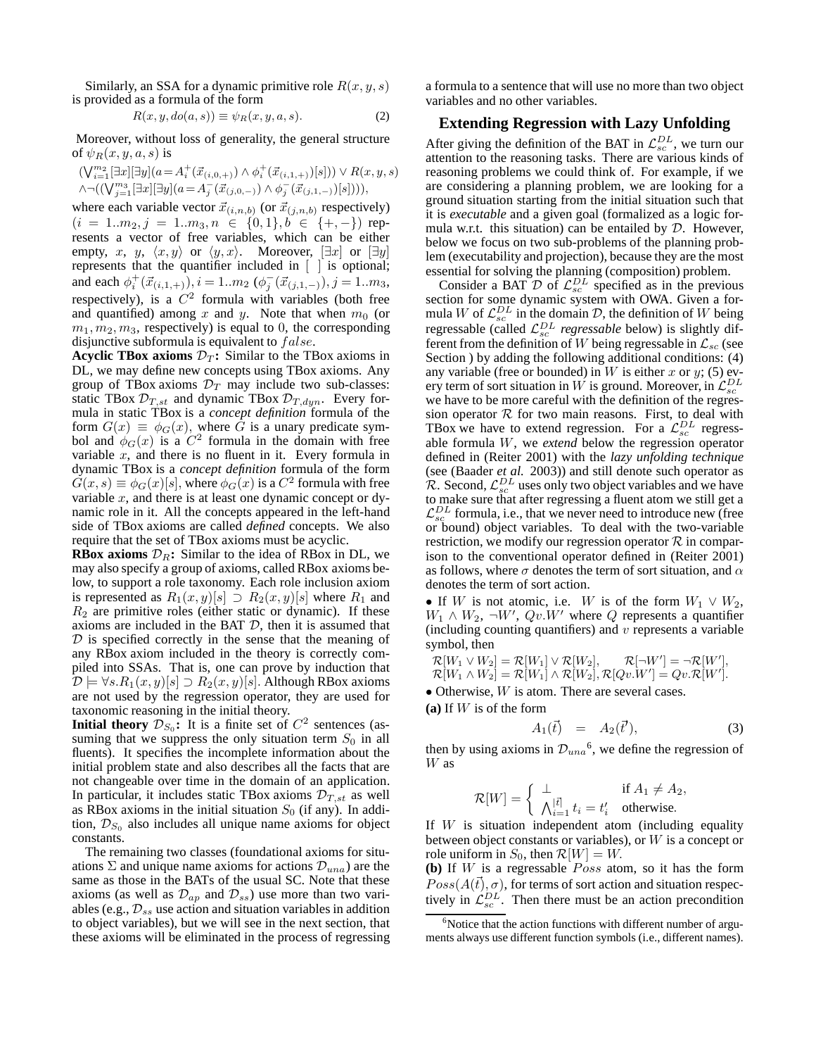Similarly, an SSA for a dynamic primitive role $R(x, y, s)$ is provided as a formula of the form

$$R(x, y, do(a, s)) \equiv \psi_R(x, y, a, s). \tag{2}$$

Moreover, without loss of generality, the general structure of $\psi_R(x, y, a, s)$ is

$$(\bigvee_{i=1}^{m_2}[\exists x][\exists y](a = A_i^+(\vec{x}_{(i,0,+)}) \wedge \phi_i^+(\vec{x}_{(i,1,+)})[s])) \vee R(x, y, s)$$
$$\wedge \neg((\bigvee_{j=1}^{m_3}[\exists x][\exists y](a = A_j^-(\vec{x}_{(j,0,-)}) \wedge \phi_j^-(\vec{x}_{(j,1,-)})[s]))),$$

where each variable vector $\vec{x}_{(i,n,b)}$ (or $\vec{x}_{(j,n,b)}$ respectively) $(i = 1..m_2, j = 1..m_3, n \in \{0, 1\}, b \in \{+, -\})$ represents a vector of free variables, which can be either empty, $x$, $y$, $\langle x, y\rangle$ or $\langle y, x\rangle$. Moreover, $[\exists x]$ or $[\exists y]$ represents that the quantifier included in [ ] is optional; and each $\phi_i^+(\vec{x}_{(i,1,+)}), i = 1..m_2$ ($\phi_j^-(\vec{x}_{(j,1,-)}), j = 1..m_3$, respectively), is a $C^2$ formula with variables (both free and quantified) among $x$ and $y$. Note that when $m_0$ (or $m_1, m_2, m_3$, respectively) is equal to 0, the corresponding disjunctive subformula is equivalent to $false$.

**Acyclic TBox axioms $\mathcal{D}_T$:** Similar to the TBox axioms in DL, we may define new concepts using TBox axioms. Any group of TBox axioms $\mathcal{D}_T$ may include two sub-classes: static TBox $\mathcal{D}_{T,st}$ and dynamic TBox $\mathcal{D}_{T,dyn}$. Every formula in static TBox is a *concept definition* formula of the form $G(x) \equiv \phi_G(x)$, where $G$ is a unary predicate symbol and $\phi_G(x)$ is a $C^2$ formula in the domain with free variable $x$, and there is no fluent in it. Every formula in dynamic TBox is a *concept definition* formula of the form $G(x, s) \equiv \phi_G(x)[s]$, where $\phi_G(x)$ is a $C^2$ formula with free variable $x$, and there is at least one dynamic concept or dynamic role in it. All the concepts appeared in the left-hand side of TBox axioms are called *defined* concepts. We also require that the set of TBox axioms must be acyclic.

**RBox axioms $\mathcal{D}_R$:** Similar to the idea of RBox in DL, we may also specify a group of axioms, called RBox axioms below, to support a role taxonomy. Each role inclusion axiom is represented as $R_1(x, y)[s] \supset R_2(x, y)[s]$ where $R_1$ and $R_2$ are primitive roles (either static or dynamic). If these axioms are included in the BAT $\mathcal{D}$, then it is assumed that $\mathcal{D}$ is specified correctly in the sense that the meaning of any RBox axiom included in the theory is correctly compiled into SSAs. That is, one can prove by induction that $\mathcal{D} \models \forall s.R_1(x, y)[s] \supset R_2(x, y)[s]$. Although RBox axioms are not used by the regression operator, they are used for taxonomic reasoning in the initial theory.

**Initial theory $\mathcal{D}_{S_0}$:** It is a finite set of $C^2$ sentences (assuming that we suppress the only situation term $S_0$ in all fluents). It specifies the incomplete information about the initial problem state and also describes all the facts that are not changeable over time in the domain of an application. In particular, it includes static TBox axioms $\mathcal{D}_{T,st}$ as well as RBox axioms in the initial situation $S_0$ (if any). In addition, $\mathcal{D}_{S_0}$ also includes all unique name axioms for object constants.

The remaining two classes (foundational axioms for situations $\Sigma$ and unique name axioms for actions $\mathcal{D}_{una}$) are the same as those in the BATs of the usual SC. Note that these axioms (as well as $\mathcal{D}_{ap}$ and $\mathcal{D}_{ss}$) use more than two variables (e.g., $\mathcal{D}_{ss}$ use action and situation variables in addition to object variables), but we will see in the next section, that these axioms will be eliminated in the process of regressing a formula to a sentence that will use no more than two object variables and no other variables.

## Extending Regression with Lazy Unfolding

After giving the definition of the BAT in $\mathcal{L}_{sc}^{DL}$, we turn our attention to the reasoning tasks. There are various kinds of reasoning problems we could think of. For example, if we are considering a planning problem, we are looking for a ground situation starting from the initial situation such that it is *executable* and a given goal (formalized as a logic formula w.r.t. this situation) can be entailed by $\mathcal{D}$. However, below we focus on two sub-problems of the planning problem (executability and projection), because they are the most essential for solving the planning (composition) problem.

Consider a BAT $\mathcal{D}$ of $\mathcal{L}_{sc}^{DL}$ specified as in the previous section for some dynamic system with OWA. Given a formula $W$ of $\mathcal{L}_{sc}^{DL}$ in the domain $\mathcal{D}$, the definition of $W$ being regressable (called $\mathcal{L}_{sc}^{DL}$ *regressable* below) is slightly different from the definition of $W$ being regressable in $\mathcal{L}_{sc}$ (see Section ) by adding the following additional conditions: (4) any variable (free or bounded) in $W$ is either $x$ or $y$; (5) every term of sort situation in $W$ is ground. Moreover, in $\mathcal{L}_{sc}^{DL}$ we have to be more careful with the definition of the regression operator $\mathcal{R}$ for two main reasons. First, to deal with TBox we have to extend regression. For a $\mathcal{L}_{sc}^{DL}$ regressable formula $W$, we *extend* below the regression operator defined in (Reiter 2001) with the *lazy unfolding technique* (see (Baader *et al.* 2003)) and still denote such operator as $\mathcal{R}$. Second, $\mathcal{L}_{sc}^{DL}$ uses only two object variables and we have to make sure that after regressing a fluent atom we still get a $\mathcal{L}_{sc}^{DL}$ formula, i.e., that we never need to introduce new (free or bound) object variables. To deal with the two-variable restriction, we modify our regression operator $\mathcal{R}$ in comparison to the conventional operator defined in (Reiter 2001) as follows, where $\sigma$ denotes the term of sort situation, and $\alpha$ denotes the term of sort action.

- If $W$ is not atomic, i.e. $W$ is of the form $W_1 \vee W_2$, $W_1 \wedge W_2$, $\neg W'$, $Qv.W'$ where $Q$ represents a quantifier (including counting quantifiers) and $v$ represents a variable symbol, then

$$\mathcal{R}[W_1 \vee W_2] = \mathcal{R}[W_1] \vee \mathcal{R}[W_2], \qquad \mathcal{R}[\neg W'] = \neg\mathcal{R}[W'],$$
$$\mathcal{R}[W_1 \wedge W_2] = \mathcal{R}[W_1] \wedge \mathcal{R}[W_2], \mathcal{R}[Qv.W'] = Qv.\mathcal{R}[W'].$$

- Otherwise, $W$ is atom. There are several cases.

**(a)** If $W$ is of the form

$$A_1(\vec{t}) \quad = \quad A_2(\vec{t}'), \tag{3}$$

then by using axioms in $\mathcal{D}_{una}$[6], we define the regression of $W$ as

$$\mathcal{R}[W] = \begin{cases} \bot & \text{if } A_1 \neq A_2, \\ \bigwedge_{i=1}^{|\vec{t}|} t_i = t_i' & \text{otherwise.} \end{cases}$$

If $W$ is situation independent atom (including equality between object constants or variables), or $W$ is a concept or role uniform in $S_0$, then $\mathcal{R}[W] = W$.

**(b)** If $W$ is a regressable $Poss$ atom, so it has the form $Poss(A(\vec{t}), \sigma)$, for terms of sort action and situation respectively in $\mathcal{L}_{sc}^{DL}$. Then there must be an action precondition

[6]Notice that the action functions with different number of arguments always use different function symbols (i.e., different names).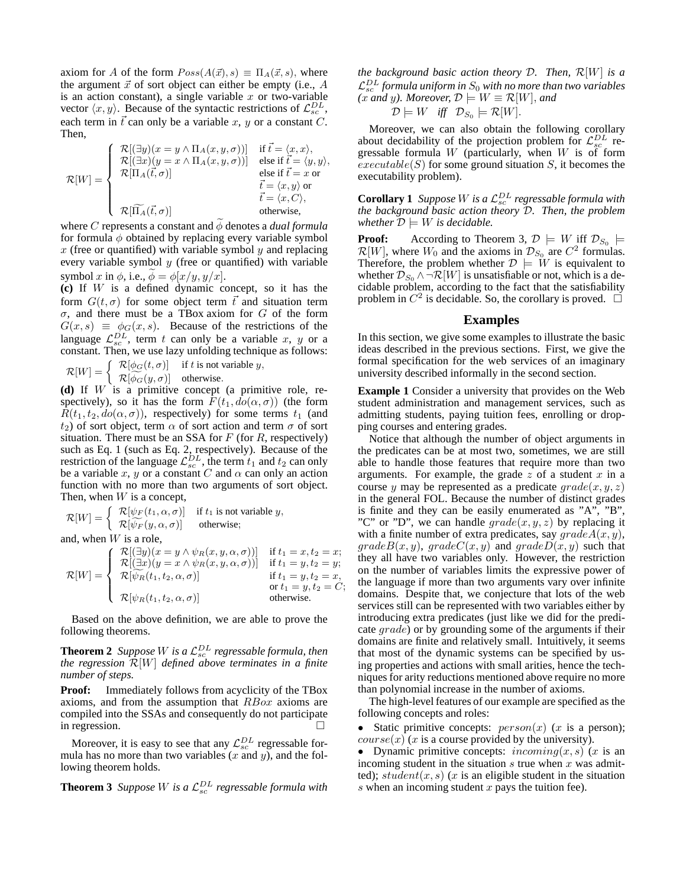axiom for $A$ of the form $Poss(A(\vec{x}), s) \equiv \Pi_A(\vec{x}, s)$, where the argument $\vec{x}$ of sort object can either be empty (i.e., $A$ is an action constant), a single variable $x$ or two-variable vector $\langle x, y\rangle$. Because of the syntactic restrictions of $\mathcal{L}_{sc}^{DL}$, each term in $\vec{t}$ can only be a variable $x$, $y$ or a constant $C$. Then,

$$\mathcal{R}[W] = \begin{cases} \mathcal{R}[(\exists y)(x = y \wedge \Pi_A(x, y, \sigma))] & \text{if } \vec{t} = \langle x, x\rangle, \\ \mathcal{R}[\widetilde{(\exists x)(y = x \wedge \Pi_A(x, y, \sigma))}] & \text{else if } \vec{t} = \langle y, y\rangle, \\ \mathcal{R}[\Pi_A(\vec{t}, \sigma)] & \text{else if } \vec{t} = x \text{ or} \\ & \vec{t} = \langle x, y\rangle \text{ or} \\ & \vec{t} = \langle x, C\rangle, \\ \mathcal{R}[\widetilde{\Pi_A}(\vec{t}, \sigma)] & \text{otherwise,} \end{cases}$$

where $C$ represents a constant and $\widetilde{\phi}$ denotes a *dual formula* for formula $\phi$ obtained by replacing every variable symbol $x$ (free or quantified) with variable symbol $y$ and replacing every variable symbol $y$ (free or quantified) with variable symbol $x$ in $\phi$, i.e., $\widetilde{\phi} = \phi[x/y, y/x]$.

**(c)** If $W$ is a defined dynamic concept, so it has the form $G(t, \sigma)$ for some object term $\vec{t}$ and situation term $\sigma$, and there must be a TBox axiom for $G$ of the form $G(x, s) \equiv \phi_G(x, s)$. Because of the restrictions of the language $\mathcal{L}_{sc}^{DL}$, term $t$ can only be a variable $x$, $y$ or a constant. Then, we use lazy unfolding technique as follows:

$$\mathcal{R}[W] = \begin{cases} \mathcal{R}[\phi_G(t, \sigma)] & \text{if } t \text{ is not variable } y, \\ \mathcal{R}[\widetilde{\phi_G}(y, \sigma)] & \text{otherwise.} \end{cases}$$

**(d)** If $W$ is a primitive concept (a primitive role, respectively), so it has the form $F(t_1, do(\alpha, \sigma))$ (the form $R(t_1, t_2, do(\alpha, \sigma))$, respectively) for some terms $t_1$ (and $t_2$) of sort object, term $\alpha$ of sort action and term $\sigma$ of sort situation. There must be an SSA for $F$ (for $R$, respectively) such as Eq. 1 (such as Eq. 2, respectively). Because of the restriction of the language $\mathcal{L}_{sc}^{DL}$, the term $t_1$ and $t_2$ can only be a variable $x$, $y$ or a constant $C$ and $\alpha$ can only an action function with no more than two arguments of sort object. Then, when $W$ is a concept,

$$\mathcal{R}[W] = \begin{cases} \mathcal{R}[\psi_F(t_1, \alpha, \sigma)] & \text{if } t_1 \text{ is not variable } y, \\ \mathcal{R}[\widetilde{\psi_F}(y, \alpha, \sigma)] & \text{otherwise;} \end{cases}$$

and, when $W$ is a role,

$$\mathcal{R}[W] = \begin{cases} \mathcal{R}[(\exists y)(x = y \wedge \psi_R(x, y, \alpha, \sigma))] & \text{if } t_1 = x, t_2 = x; \\ \mathcal{R}[\widetilde{(\exists x)(y = x \wedge \psi_R(x, y, \alpha, \sigma))}] & \text{if } t_1 = y, t_2 = y; \\ \mathcal{R}[\widetilde{\psi_R}(t_1, t_2, \alpha, \sigma)] & \text{if } t_1 = y, t_2 = x, \\ & \text{or } t_1 = y, t_2 = C; \\ \mathcal{R}[\psi_R(t_1, t_2, \alpha, \sigma)] & \text{otherwise.} \end{cases}$$

Based on the above definition, we are able to prove the following theorems.

**Theorem 2** *Suppose $W$ is a $\mathcal{L}_{sc}^{DL}$ regressable formula, then the regression $\mathcal{R}[W]$ defined above terminates in a finite number of steps.*

**Proof:** Immediately follows from acyclicity of the TBox axioms, and from the assumption that $RBox$ axioms are compiled into the SSAs and consequently do not participate in regression. □

Moreover, it is easy to see that any $\mathcal{L}_{sc}^{DL}$ regressable formula has no more than two variables ($x$ and $y$), and the following theorem holds.

**Theorem 3** *Suppose $W$ is a $\mathcal{L}_{sc}^{DL}$ regressable formula with the background basic action theory $\mathcal{D}$. Then, $\mathcal{R}[W]$ is a $\mathcal{L}_{sc}^{DL}$ formula uniform in $S_0$ with no more than two variables ($x$ and $y$). Moreover, $\mathcal{D} \models W \equiv \mathcal{R}[W]$, and*

$$\mathcal{D} \models W \quad \textit{iff} \quad \mathcal{D}_{S_0} \models \mathcal{R}[W].$$

Moreover, we can also obtain the following corollary about decidability of the projection problem for $\mathcal{L}_{sc}^{DL}$ regressable formula $W$ (particularly, when $W$ is of form $executable(S)$ for some ground situation $S$, it becomes the executability problem).

**Corollary 1** *Suppose $W$ is a $\mathcal{L}_{sc}^{DL}$ regressable formula with the background basic action theory $\mathcal{D}$. Then, the problem whether $\mathcal{D} \models W$ is decidable.*

**Proof:** According to Theorem 3, $\mathcal{D} \models W$ iff $\mathcal{D}_{S_0} \models \mathcal{R}[W]$, where $W_0$ and the axioms in $\mathcal{D}_{S_0}$ are $C^2$ formulas. Therefore, the problem whether $\mathcal{D} \models W$ is equivalent to whether $\mathcal{D}_{S_0} \wedge \neg\mathcal{R}[W]$ is unsatisfiable or not, which is a decidable problem, according to the fact that the satisfiability problem in $C^2$ is decidable. So, the corollary is proved. □

## Examples

In this section, we give some examples to illustrate the basic ideas described in the previous sections. First, we give the formal specification for the web services of an imaginary university described informally in the second section.

**Example 1** Consider a university that provides on the Web student administration and management services, such as admitting students, paying tuition fees, enrolling or dropping courses and entering grades.

Notice that although the number of object arguments in the predicates can be at most two, sometimes, we are still able to handle those features that require more than two arguments. For example, the grade $z$ of a student $x$ in a course $y$ may be represented as a predicate $grade(x, y, z)$ in the general FOL. Because the number of distinct grades is finite and they can be easily enumerated as "A", "B", "C" or "D", we can handle $grade(x, y, z)$ by replacing it with a finite number of extra predicates, say $gradeA(x, y)$, $gradeB(x, y)$, $gradeC(x, y)$ and $gradeD(x, y)$ such that they all have two variables only. However, the restriction on the number of variables limits the expressive power of the language if more than two arguments vary over infinite domains. Despite that, we conjecture that lots of the web services still can be represented with two variables either by introducing extra predicates (just like we did for the predicate $grade$) or by grounding some of the arguments if their domains are finite and relatively small. Intuitively, it seems that most of the dynamic systems can be specified by using properties and actions with small arities, hence the techniques for arity reductions mentioned above require no more than polynomial increase in the number of axioms.

The high-level features of our example are specified as the following concepts and roles:

- Static primitive concepts: $person(x)$ ($x$ is a person); $course(x)$ ($x$ is a course provided by the university).
- Dynamic primitive concepts: $incoming(x, s)$ ($x$ is an incoming student in the situation $s$ true when $x$ was admitted); $student(x, s)$ ($x$ is an eligible student in the situation $s$ when an incoming student $x$ pays the tuition fee).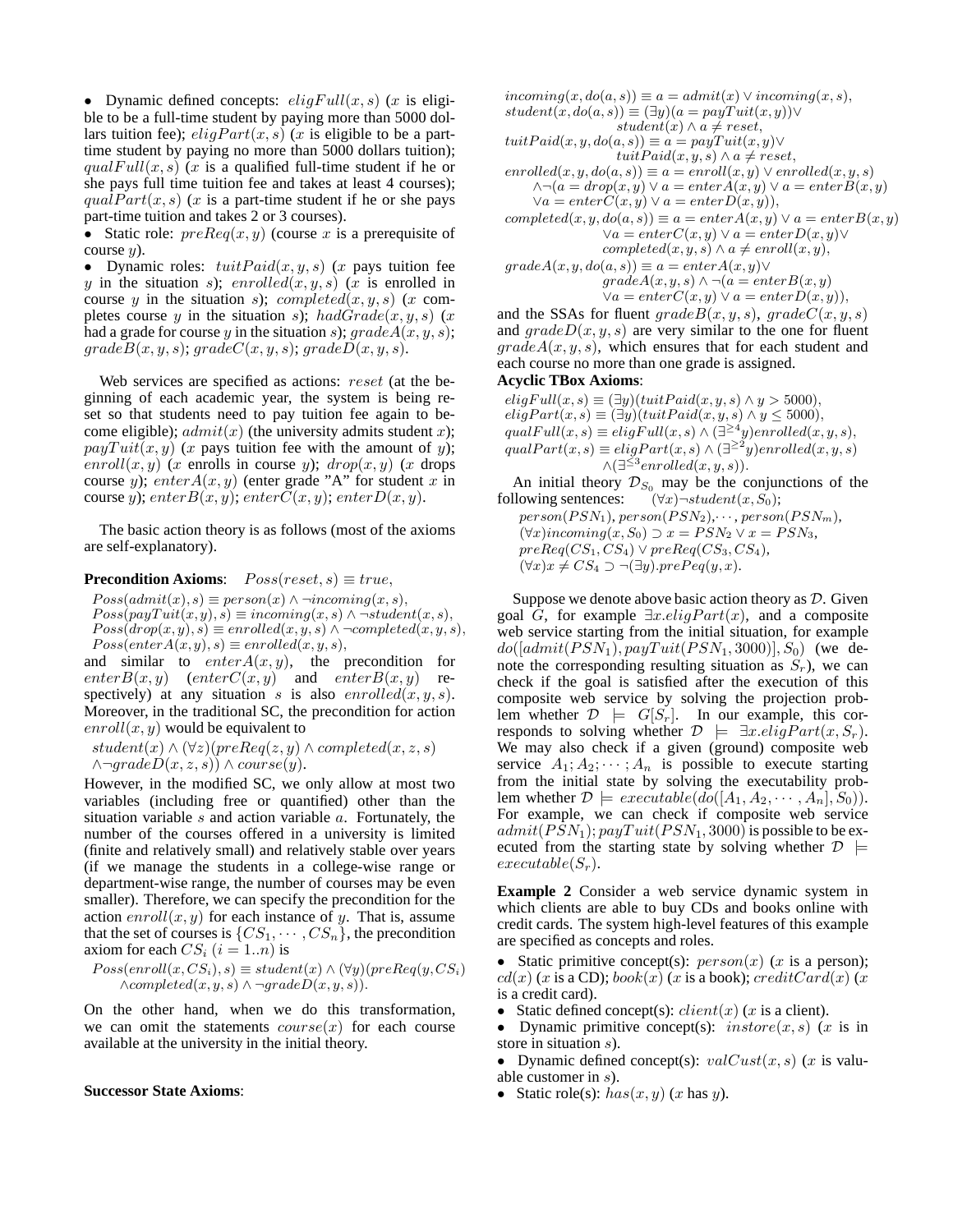- Dynamic defined concepts: $eligFull(x, s)$ ($x$ is eligible to be a full-time student by paying more than 5000 dollars tuition fee); $eligPart(x, s)$ ($x$ is eligible to be a part-time student by paying no more than 5000 dollars tuition); $qualFull(x, s)$ ($x$ is a qualified full-time student if he or she pays full time tuition fee and takes at least 4 courses); $qualPart(x, s)$ ($x$ is a part-time student if he or she pays part-time tuition and takes 2 or 3 courses).
- Static role: $preReq(x, y)$ (course $x$ is a prerequisite of course $y$).
- Dynamic roles: $tuitPaid(x, y, s)$ ($x$ pays tuition fee $y$ in the situation $s$); $enrolled(x, y, s)$ ($x$ is enrolled in course $y$ in the situation $s$); $completed(x, y, s)$ ($x$ completes course $y$ in the situation $s$); $hadGrade(x, y, s)$ ($x$ had a grade for course $y$ in the situation $s$); $gradeA(x, y, s)$; $gradeB(x, y, s)$; $gradeC(x, y, s)$; $gradeD(x, y, s)$.

Web services are specified as actions: $reset$ (at the beginning of each academic year, the system is being reset so that students need to pay tuition fee again to become eligible); $admit(x)$ (the university admits student $x$); $payTuit(x, y)$ ($x$ pays tuition fee with the amount of $y$); $enroll(x, y)$ ($x$ enrolls in course $y$); $drop(x, y)$ ($x$ drops course $y$); $enterA(x, y)$ (enter grade "A" for student $x$ in course $y$); $enterB(x, y)$; $enterC(x, y)$; $enterD(x, y)$.

The basic action theory is as follows (most of the axioms are self-explanatory).

**Precondition Axioms**: $Poss(reset, s) \equiv true$,

$Poss(admit(x), s) \equiv person(x) \wedge \neg incoming(x, s)$,
$Poss(payTuit(x, y), s) \equiv incoming(x, s) \wedge \neg student(x, s)$,
$Poss(drop(x, y), s) \equiv enrolled(x, y, s) \wedge \neg completed(x, y, s)$,
$Poss(enterA(x, y), s) \equiv enrolled(x, y, s)$,

and similar to $enterA(x, y)$, the precondition for $enterB(x, y)$ ($enterC(x, y)$ and $enterB(x, y)$ respectively) at any situation $s$ is also $enrolled(x, y, s)$. Moreover, in the traditional SC, the precondition for action $enroll(x, y)$ would be equivalent to

$$student(x) \wedge (\forall z)(preReq(z, y) \wedge completed(x, z, s) \wedge \neg gradeD(x, z, s)) \wedge course(y).$$

However, in the modified SC, we only allow at most two variables (including free or quantified) other than the situation variable $s$ and action variable $a$. Fortunately, the number of the courses offered in a university is limited (finite and relatively small) and relatively stable over years (if we manage the students in a college-wise range or department-wise range, the number of courses may be even smaller). Therefore, we can specify the precondition for the action $enroll(x, y)$ for each instance of $y$. That is, assume that the set of courses is $\{CS_1, \cdots, CS_n\}$, the precondition axiom for each $CS_i$ $(i = 1..n)$ is

$$Poss(enroll(x, CS_i), s) \equiv student(x) \wedge (\forall y)(preReq(y, CS_i) \wedge completed(x, y, s) \wedge \neg gradeD(x, y, s)).$$

On the other hand, when we do this transformation, we can omit the statements $course(x)$ for each course available at the university in the initial theory.

**Successor State Axioms**:

$incoming(x, do(a, s)) \equiv a = admit(x) \vee incoming(x, s)$,
$student(x, do(a, s)) \equiv (\exists y)(a = payTuit(x, y)) \vee student(x) \wedge a \neq reset$,
$tuitPaid(x, y, do(a, s)) \equiv a = payTuit(x, y) \vee tuitPaid(x, y, s) \wedge a \neq reset$,
$enrolled(x, y, do(a, s)) \equiv a = enroll(x, y) \vee enrolled(x, y, s) \wedge \neg(a = drop(x, y) \vee a = enterA(x, y) \vee a = enterB(x, y) \vee a = enterC(x, y) \vee a = enterD(x, y))$,
$completed(x, y, do(a, s)) \equiv a = enterA(x, y) \vee a = enterB(x, y) \vee a = enterC(x, y) \vee a = enterD(x, y) \vee completed(x, y, s) \wedge a \neq enroll(x, y)$,
$gradeA(x, y, do(a, s)) \equiv a = enterA(x, y) \vee gradeA(x, y, s) \wedge \neg(a = enterB(x, y) \vee a = enterC(x, y) \vee a = enterD(x, y))$,

and the SSAs for fluent $gradeB(x, y, s)$, $gradeC(x, y, s)$ and $gradeD(x, y, s)$ are very similar to the one for fluent $gradeA(x, y, s)$, which ensures that for each student and each course no more than one grade is assigned.

**Acyclic TBox Axioms**:

$eligFull(x, s) \equiv (\exists y)(tuitPaid(x, y, s) \wedge y > 5000)$,
$eligPart(x, s) \equiv (\exists y)(tuitPaid(x, y, s) \wedge y \leq 5000)$,
$qualFull(x, s) \equiv eligFull(x, s) \wedge (\exists^{\geq 4} y) enrolled(x, y, s)$,
$qualPart(x, s) \equiv eligPart(x, s) \wedge (\exists^{\geq 2} y) enrolled(x, y, s) \wedge (\exists^{\leq 3} enrolled(x, y, s))$.

An initial theory $\mathcal{D}_{S_0}$ may be the conjunctions of the following sentences: $(\forall x) \neg student(x, S_0)$;
$person(PSN_1), person(PSN_2), \cdots, person(PSN_m)$,
$(\forall x) incoming(x, S_0) \supset x = PSN_2 \vee x = PSN_3$,
$preReq(CS_1, CS_4) \vee preReq(CS_3, CS_4)$,
$(\forall x) x \neq CS_4 \supset \neg(\exists y).prePeq(y, x)$.

Suppose we denote above basic action theory as $\mathcal{D}$. Given goal $G$, for example $\exists x.eligPart(x)$, and a composite web service starting from the initial situation, for example $do([admit(PSN_1), payTuit(PSN_1, 3000)], S_0)$ (we denote the corresponding resulting situation as $S_r$), we can check if the goal is satisfied after the execution of this composite web service by solving the projection problem whether $\mathcal{D} \models G[S_r]$. In our example, this corresponds to solving whether $\mathcal{D} \models \exists x.eligPart(x, S_r)$. We may also check if a given (ground) composite web service $A_1; A_2; \cdots; A_n$ is possible to execute starting from the initial state by solving the executability problem whether $\mathcal{D} \models executable(do([A_1, A_2, \cdots, A_n], S_0))$. For example, we can check if composite web service $admit(PSN_1); payTuit(PSN_1, 3000)$ is possible to be executed from the starting state by solving whether $\mathcal{D} \models executable(S_r)$.

**Example 2** Consider a web service dynamic system in which clients are able to buy CDs and books online with credit cards. The system high-level features of this example are specified as concepts and roles.

- Static primitive concept(s): $person(x)$ ($x$ is a person); $cd(x)$ ($x$ is a CD); $book(x)$ ($x$ is a book); $creditCard(x)$ ($x$ is a credit card).
- Static defined concept(s): $client(x)$ ($x$ is a client).
- Dynamic primitive concept(s): $instore(x, s)$ ($x$ is in store in situation $s$).
- Dynamic defined concept(s): $valCust(x, s)$ ($x$ is valuable customer in $s$).
- Static role(s): $has(x, y)$ ($x$ has $y$).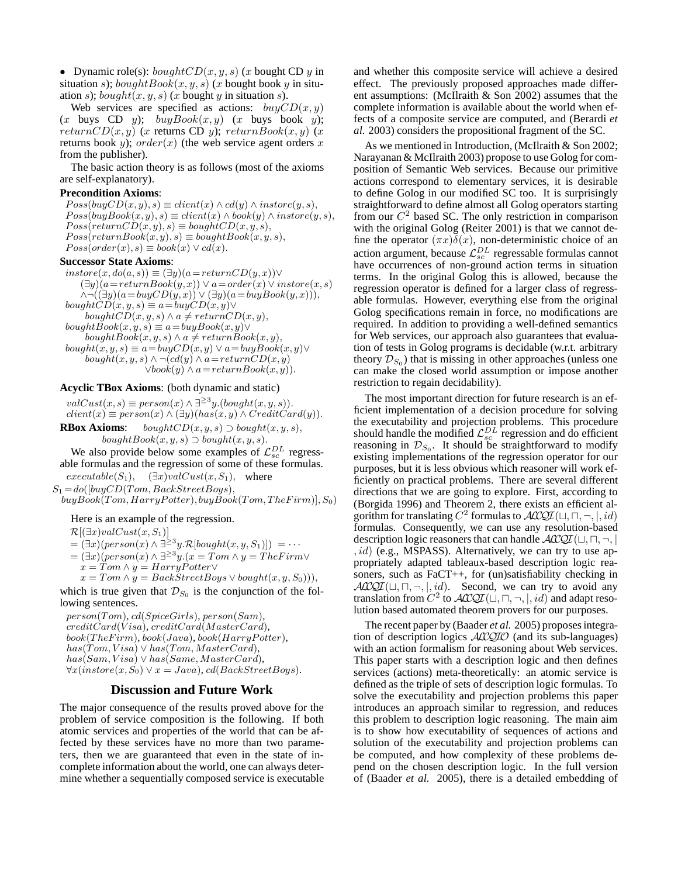• Dynamic role(s): $boughtCD(x, y, s)$ ($x$ bought CD $y$ in situation $s$); $boughtBook(x, y, s)$ ($x$ bought book $y$ in situation $s$); $bought(x, y, s)$ ($x$ bought $y$ in situation $s$).

Web services are specified as actions: $buyCD(x, y)$ ($x$ buys CD $y$); $buyBook(x, y)$ ($x$ buys book $y$); $returnCD(x, y)$ ($x$ returns CD $y$); $returnBook(x, y)$ ($x$ returns book $y$); $order(x)$ (the web service agent orders $x$ from the publisher).

The basic action theory is as follows (most of the axioms are self-explanatory).

**Precondition Axioms**:

$Poss(buyCD(x, y), s) \equiv client(x) \wedge cd(y) \wedge instore(y, s),$
$Poss(buyBook(x, y), s) \equiv client(x) \wedge book(y) \wedge instore(y, s),$
$Poss(returnCD(x, y), s) \equiv boughtCD(x, y, s),$
$Poss(returnBook(x, y), s) \equiv boughtBook(x, y, s),$
$Poss(order(x), s) \equiv book(x) \vee cd(x).$

**Successor State Axioms**:

$instore(x, do(a, s)) \equiv (\exists y)(a = returnCD(y, x)) \vee$
$\quad (\exists y)(a = returnBook(y, x)) \vee a = order(x) \vee instore(x, s)$
$\quad \wedge \neg((\exists y)(a = buyCD(y, x)) \vee (\exists y)(a = buyBook(y, x))),$
$boughtCD(x, y, s) \equiv a = buyCD(x, y) \vee$
$\quad boughtCD(x, y, s) \wedge a \neq returnCD(x, y),$
$boughtBook(x, y, s) \equiv a = buyBook(x, y) \vee$
$\quad boughtBook(x, y, s) \wedge a \neq returnBook(x, y),$
$bought(x, y, s) \equiv a = buyCD(x, y) \vee a = buyBook(x, y) \vee$
$\quad bought(x, y, s) \wedge \neg(cd(y) \wedge a = returnCD(x, y)$
$\quad \vee book(y) \wedge a = returnBook(x, y)).$

**Acyclic TBox Axioms**: (both dynamic and static)

$valCust(x, s) \equiv person(x) \wedge \exists^{\geq 3} y.(bought(x, y, s)).$
$client(x) \equiv person(x) \wedge (\exists y)(has(x, y) \wedge CreditCard(y)).$

**RBox Axioms**: $boughtCD(x, y, s) \supset bought(x, y, s),$
$boughtBook(x, y, s) \supset bought(x, y, s).$

We also provide below some examples of $\mathcal{L}_{sc}^{DL}$ regressable formulas and the regression of some of these formulas.

$executable(S_1), \quad (\exists x) valCust(x, S_1), \quad$ where
$S_1 = do([buyCD(Tom, BackStreetBoys),$
$buyBook(Tom, HarryPotter), buyBook(Tom, TheFirm)], S_0)$

Here is an example of the regression.

$\mathcal{R}[(\exists x) valCust(x, S_1)]$
$= (\exists x)(person(x) \wedge \exists^{\geq 3} y.\mathcal{R}[bought(x, y, S_1)]) = \cdots$
$= (\exists x)(person(x) \wedge \exists^{\geq 3} y.(x = Tom \wedge y = TheFirm \vee$
$\quad x = Tom \wedge y = HarryPotter \vee$
$\quad x = Tom \wedge y = BackStreetBoys \vee bought(x, y, S_0))),$

which is true given that $\mathcal{D}_{S_0}$ is the conjunction of the following sentences.

$person(Tom), cd(SpiceGirls), person(Sam),$
$creditCard(Visa), creditCard(MasterCard),$
$book(TheFirm), book(Java), book(HarryPotter),$
$has(Tom, Visa) \vee has(Tom, MasterCard),$
$has(Sam, Visa) \vee has(Same, MasterCard),$
$\forall x(instore(x, S_0) \vee x = Java), cd(BackStreetBoys).$

## Discussion and Future Work

The major consequence of the results proved above for the problem of service composition is the following. If both atomic services and properties of the world that can be affected by these services have no more than two parameters, then we are guaranteed that even in the state of incomplete information about the world, one can always determine whether a sequentially composed service is executable and whether this composite service will achieve a desired effect. The previously proposed approaches made different assumptions: (McIlraith & Son 2002) assumes that the complete information is available about the world when effects of a composite service are computed, and (Berardi *et al.* 2003) considers the propositional fragment of the SC.

As we mentioned in Introduction, (McIlraith & Son 2002; Narayanan & McIlraith 2003) propose to use Golog for composition of Semantic Web services. Because our primitive actions correspond to elementary services, it is desirable to define Golog in our modified SC too. It is surprisingly straightforward to define almost all Golog operators starting from our $C^2$ based SC. The only restriction in comparison with the original Golog (Reiter 2001) is that we cannot define the operator $(\pi x)\delta(x)$, non-deterministic choice of an action argument, because $\mathcal{L}_{sc}^{DL}$ regressable formulas cannot have occurrences of non-ground action terms in situation terms. In the original Golog this is allowed, because the regression operator is defined for a larger class of regressable formulas. However, everything else from the original Golog specifications remain in force, no modifications are required. In addition to providing a well-defined semantics for Web services, our approach also guarantees that evaluation of tests in Golog programs is decidable (w.r.t. arbitrary theory $\mathcal{D}_{S_0}$) that is missing in other approaches (unless one can make the closed world assumption or impose another restriction to regain decidability).

The most important direction for future research is an efficient implementation of a decision procedure for solving the executability and projection problems. This procedure should handle the modified $\mathcal{L}_{sc}^{DL}$ regression and do efficient reasoning in $\mathcal{D}_{S_0}$. It should be straightforward to modify existing implementations of the regression operator for our purposes, but it is less obvious which reasoner will work efficiently on practical problems. There are several different directions that we are going to explore. First, according to (Borgida 1996) and Theorem 2, there exists an efficient algorithm for translating $C^2$ formulas to $\mathcal{ALCQI}(\sqcup, \sqcap, \neg, |, id)$ formulas. Consequently, we can use any resolution-based description logic reasoners that can handle $\mathcal{ALCQI}(\sqcup, \sqcap, \neg, |, id)$ (e.g., MSPASS). Alternatively, we can try to use appropriately adapted tableaux-based description logic reasoners, such as FaCT++, for (un)satisfiability checking in $\mathcal{ALCQI}(\sqcup, \sqcap, \neg, |, id)$. Second, we can try to avoid any translation from $C^2$ to $\mathcal{ALCQI}(\sqcup, \sqcap, \neg, |, id)$ and adapt resolution based automated theorem provers for our purposes.

The recent paper by (Baader *et al.* 2005) proposes integration of description logics $\mathcal{ALCQIO}$ (and its sub-languages) with an action formalism for reasoning about Web services. This paper starts with a description logic and then defines services (actions) meta-theoretically: an atomic service is defined as the triple of sets of description logic formulas. To solve the executability and projection problems this paper introduces an approach similar to regression, and reduces this problem to description logic reasoning. The main aim is to show how executability of sequences of actions and solution of the executability and projection problems can be computed, and how complexity of these problems depend on the chosen description logic. In the full version of (Baader *et al.* 2005), there is a detailed embedding of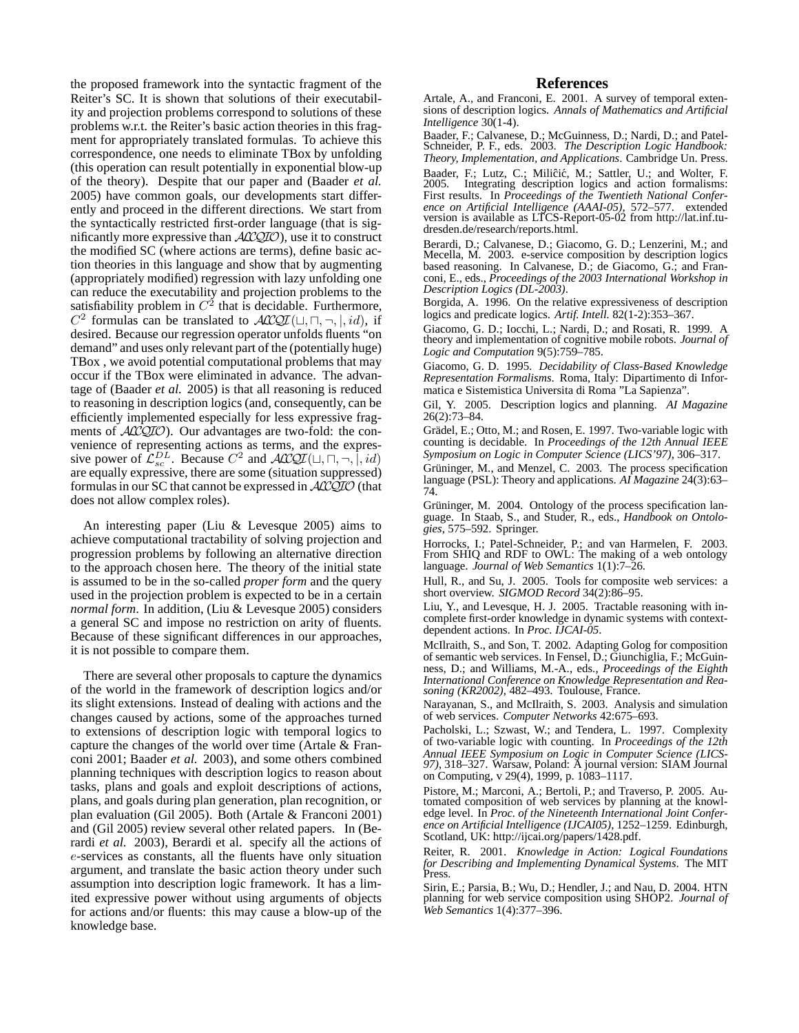the proposed framework into the syntactic fragment of the Reiter's SC. It is shown that solutions of their executability and projection problems correspond to solutions of these problems w.r.t. the Reiter's basic action theories in this fragment for appropriately translated formulas. To achieve this correspondence, one needs to eliminate TBox by unfolding (this operation can result potentially in exponential blow-up of the theory). Despite that our paper and (Baader *et al.* 2005) have common goals, our developments start differently and proceed in the different directions. We start from the syntactically restricted first-order language (that is significantly more expressive than $\mathcal{ALCQIO}$), use it to construct the modified SC (where actions are terms), define basic action theories in this language and show that by augmenting (appropriately modified) regression with lazy unfolding one can reduce the executability and projection problems to the satisfiability problem in $C^2$ that is decidable. Furthermore, $C^2$ formulas can be translated to $\mathcal{ALCQI}(\sqcup, \sqcap, \neg, |, id)$, if desired. Because our regression operator unfolds fluents "on demand" and uses only relevant part of the (potentially huge) TBox , we avoid potential computational problems that may occur if the TBox were eliminated in advance. The advantage of (Baader *et al.* 2005) is that all reasoning is reduced to reasoning in description logics (and, consequently, can be efficiently implemented especially for less expressive fragments of $\mathcal{ALCQIO}$). Our advantages are two-fold: the convenience of representing actions as terms, and the expressive power of $\mathcal{L}_{sc}^{DL}$. Because $C^2$ and $\mathcal{ALCQI}(\sqcup, \sqcap, \neg, |, id)$ are equally expressive, there are some (situation suppressed) formulas in our SC that cannot be expressed in $\mathcal{ALCQIO}$ (that does not allow complex roles).

An interesting paper (Liu & Levesque 2005) aims to achieve computational tractability of solving projection and progression problems by following an alternative direction to the approach chosen here. The theory of the initial state is assumed to be in the so-called *proper form* and the query used in the projection problem is expected to be in a certain *normal form*. In addition, (Liu & Levesque 2005) considers a general SC and impose no restriction on arity of fluents. Because of these significant differences in our approaches, it is not possible to compare them.

There are several other proposals to capture the dynamics of the world in the framework of description logics and/or its slight extensions. Instead of dealing with actions and the changes caused by actions, some of the approaches turned to extensions of description logic with temporal logics to capture the changes of the world over time (Artale & Franconi 2001; Baader *et al.* 2003), and some others combined planning techniques with description logics to reason about tasks, plans and goals and exploit descriptions of actions, plans, and goals during plan generation, plan recognition, or plan evaluation (Gil 2005). Both (Artale & Franconi 2001) and (Gil 2005) review several other related papers. In (Berardi *et al.* 2003), Berardi et al. specify all the actions of $e$-services as constants, all the fluents have only situation argument, and translate the basic action theory under such assumption into description logic framework. It has a limited expressive power without using arguments of objects for actions and/or fluents: this may cause a blow-up of the knowledge base.

## References

Artale, A., and Franconi, E. 2001. A survey of temporal extensions of description logics. *Annals of Mathematics and Artificial Intelligence* 30(1-4).

Baader, F.; Calvanese, D.; McGuinness, D.; Nardi, D.; and Patel-Schneider, P. F., eds. 2003. *The Description Logic Handbook: Theory, Implementation, and Applications*. Cambridge Un. Press.

Baader, F.; Lutz, C.; Miliĉić, M.; Sattler, U.; and Wolter, F. 2005. Integrating description logics and action formalisms: First results. In *Proceedings of the Twentieth National Conference on Artificial Intelligence (AAAI-05)*, 572–577. extended version is available as LTCS-Report-05-02 from http://lat.inf.tu-dresden.de/research/reports.html.

Berardi, D.; Calvanese, D.; Giacomo, G. D.; Lenzerini, M.; and Mecella, M. 2003. e-service composition by description logics based reasoning. In Calvanese, D.; de Giacomo, G.; and Franconi, E., eds., *Proceedings of the 2003 International Workshop in Description Logics (DL-2003)*.

Borgida, A. 1996. On the relative expressiveness of description logics and predicate logics. *Artif. Intell.* 82(1-2):353–367.

Giacomo, G. D.; Iocchi, L.; Nardi, D.; and Rosati, R. 1999. A theory and implementation of cognitive mobile robots. *Journal of Logic and Computation* 9(5):759–785.

Giacomo, G. D. 1995. *Decidability of Class-Based Knowledge Representation Formalisms*. Roma, Italy: Dipartimento di Informatica e Sistemistica Universita di Roma "La Sapienza".

Gil, Y. 2005. Description logics and planning. *AI Magazine* 26(2):73–84.

Grädel, E.; Otto, M.; and Rosen, E. 1997. Two-variable logic with counting is decidable. In *Proceedings of the 12th Annual IEEE Symposium on Logic in Computer Science (LICS'97)*, 306–317.

Grüninger, M., and Menzel, C. 2003. The process specification language (PSL): Theory and applications. *AI Magazine* 24(3):63–74.

Grüninger, M. 2004. Ontology of the process specification language. In Staab, S., and Studer, R., eds., *Handbook on Ontologies*, 575–592. Springer.

Horrocks, I.; Patel-Schneider, P.; and van Harmelen, F. 2003. From SHIQ and RDF to OWL: The making of a web ontology language. *Journal of Web Semantics* 1(1):7–26.

Hull, R., and Su, J. 2005. Tools for composite web services: a short overview. *SIGMOD Record* 34(2):86–95.

Liu, Y., and Levesque, H. J. 2005. Tractable reasoning with incomplete first-order knowledge in dynamic systems with context-dependent actions. In *Proc. IJCAI-05*.

McIlraith, S., and Son, T. 2002. Adapting Golog for composition of semantic web services. In Fensel, D.; Giunchiglia, F.; McGuinness, D.; and Williams, M.-A., eds., *Proceedings of the Eighth International Conference on Knowledge Representation and Reasoning (KR2002)*, 482–493. Toulouse, France.

Narayanan, S., and McIlraith, S. 2003. Analysis and simulation of web services. *Computer Networks* 42:675–693.

Pacholski, L.; Szwast, W.; and Tendera, L. 1997. Complexity of two-variable logic with counting. In *Proceedings of the 12th Annual IEEE Symposium on Logic in Computer Science (LICS-97)*, 318–327. Warsaw, Poland: A journal version: SIAM Journal on Computing, v 29(4), 1999, p. 1083–1117.

Pistore, M.; Marconi, A.; Bertoli, P.; and Traverso, P. 2005. Automated composition of web services by planning at the knowledge level. In *Proc. of the Nineteenth International Joint Conference on Artificial Intelligence (IJCAI05)*, 1252–1259. Edinburgh, Scotland, UK: http://ijcai.org/papers/1428.pdf.

Reiter, R. 2001. *Knowledge in Action: Logical Foundations for Describing and Implementing Dynamical Systems*. The MIT Press.

Sirin, E.; Parsia, B.; Wu, D.; Hendler, J.; and Nau, D. 2004. HTN planning for web service composition using SHOP2. *Journal of Web Semantics* 1(4):377–396.